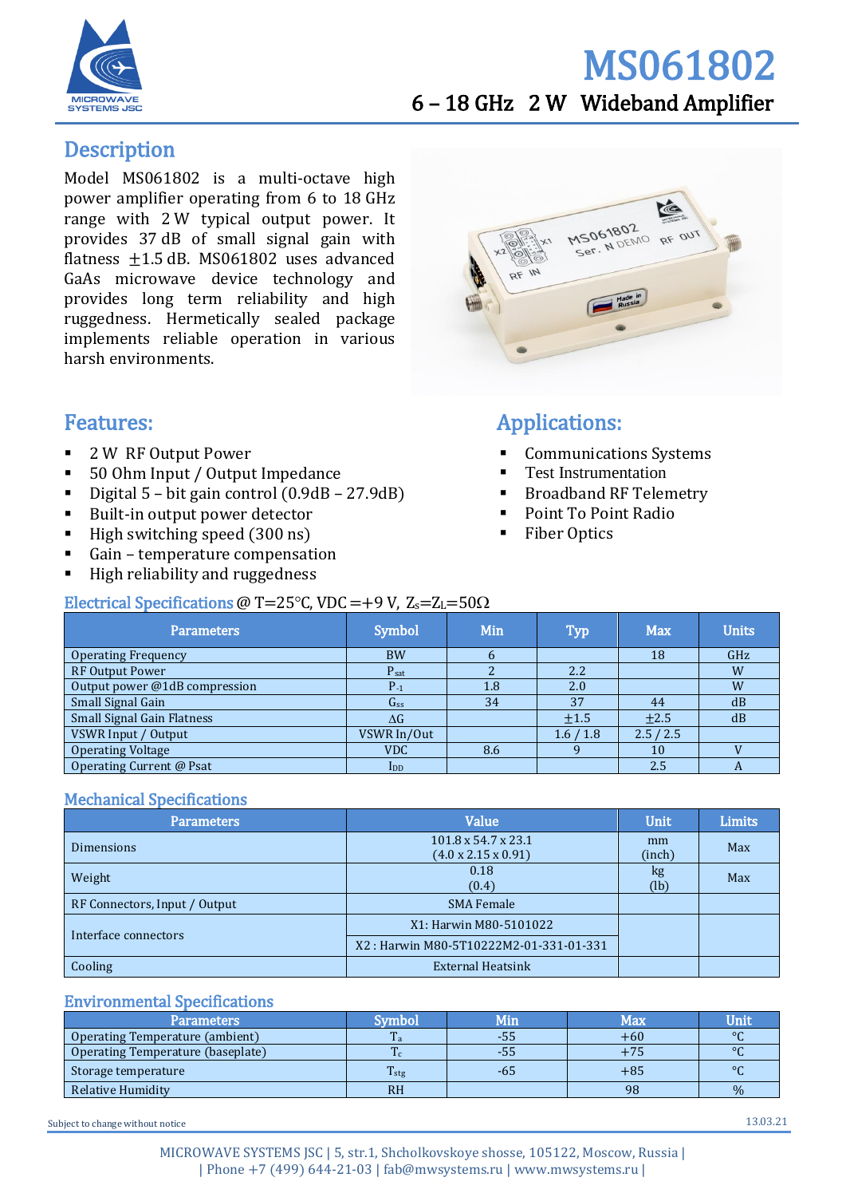# MS061802

## 6 – 18 GHz 2 W Wideband Amplifier

## Description

Model MS061802 is a multi-octave high power amplifier operating from 6 to 18 GHz range with 2 W typical output power. It provides 37 dB of small signal gain with flatness ±1.5 dB. MS061802 uses advanced GaAs microwave device technology and provides long term reliability and high ruggedness. Hermetically sealed package implements reliable operation in various harsh environments.

## Features:

- 2 W RF Output Power
- 50 Ohm Input / Output Impedance
- Digital 5 – bit gain control (0.9dB – 27.9dB)
- Built-in output power detector
- High switching speed (300 ns)
- Gain – temperature compensation
- High reliability and ruggedness

## Applications:

- Communications Systems
- Test Instrumentation
- Broadband RF Telemetry
- Point To Point Radio
- Fiber Optics

## Electrical Specifications @ T=25°C, VDC =+9 V, $Z_s$=$Z_L$=50Ω

| Parameters | Symbol | Min | Typ | Max | Units |
|---|---|---|---|---|---|
| Operating Frequency | BW | 6 | | 18 | GHz |
| RF Output Power | $P_{sat}$ | 2 | 2.2 | | W |
| Output power @1dB compression | $P_{-1}$ | 1.8 | 2.0 | | W |
| Small Signal Gain | $G_{ss}$ | 34 | 37 | 44 | dB |
| Small Signal Gain Flatness | ΔG | | ±1.5 | ±2.5 | dB |
| VSWR Input / Output | VSWR In/Out | | 1.6 / 1.8 | 2.5 / 2.5 | |
| Operating Voltage | VDC | 8.6 | 9 | 10 | V |
| Operating Current @ Psat | $I_{DD}$ | | | 2.5 | A |

## Mechanical Specifications

| Parameters | Value | Unit | Limits |
|---|---|---|---|
| Dimensions | 101.8 x 54.7 x 23.1 (4.0 x 2.15 x 0.91) | mm (inch) | Max |
| Weight | 0.18 (0.4) | kg (lb) | Max |
| RF Connectors, Input / Output | SMA Female | | |
| Interface connectors | X1: Harwin M80-5101022 | | |
| | X2 : Harwin M80-5T10222M2-01-331-01-331 | | |
| Cooling | External Heatsink | | |

## Environmental Specifications

| Parameters | Symbol | Min | Max | Unit |
|---|---|---|---|---|
| Operating Temperature (ambient) | $T_a$ | -55 | +60 | °C |
| Operating Temperature (baseplate) | $T_c$ | -55 | +75 | °C |
| Storage temperature | $T_{stg}$ | -65 | +85 | °C |
| Relative Humidity | RH | | 98 | % |

Subject to change without notice

13.03.21

MICROWAVE SYSTEMS JSC | 5, str.1, Shcholkovskoye shosse, 105122, Moscow, Russia |
| Phone +7 (499) 644-21-03 | fab@mwsystems.ru | www.mwsystems.ru |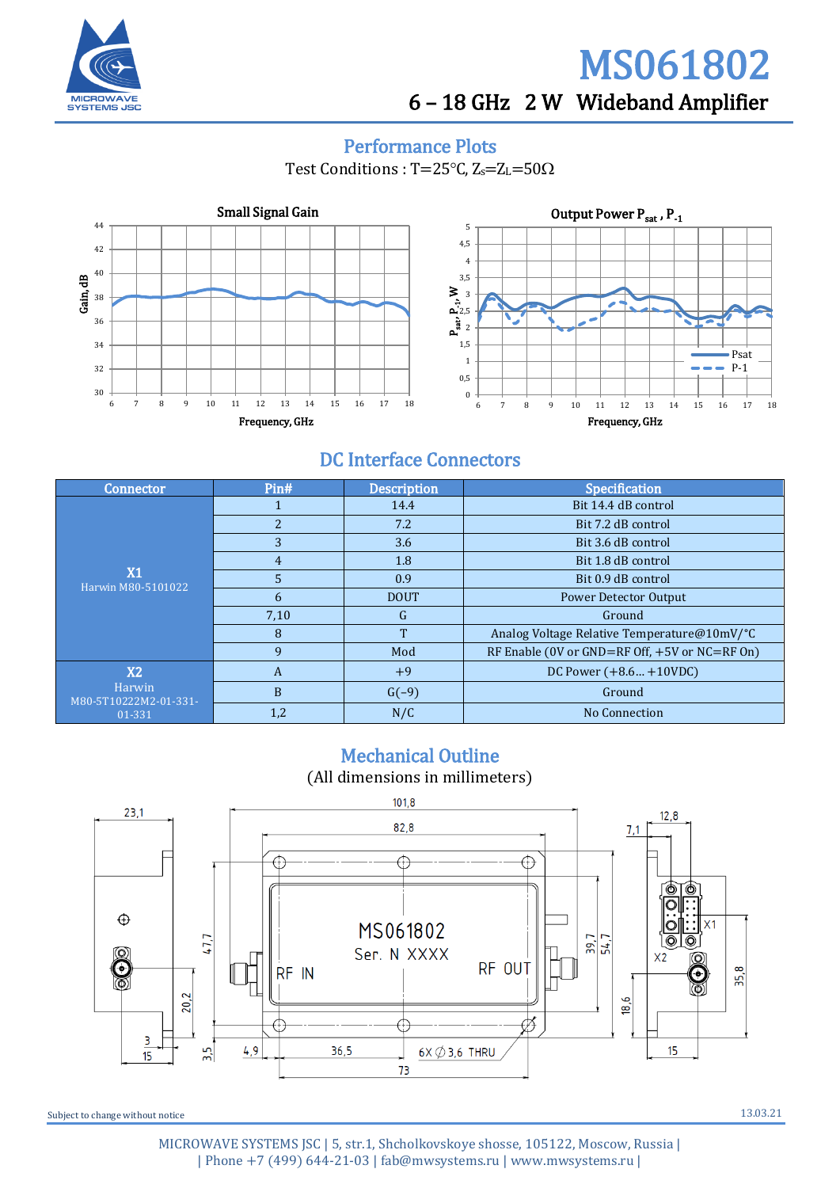# MS061802

## 6 – 18 GHz 2 W Wideband Amplifier

## Performance Plots

Test Conditions : T=25°C, $Z_s$=$Z_L$=50Ω

Small Signal Gain

Gain, dB

44
42
40
38
36
34
32
30

6 7 8 9 10 11 12 13 14 15 16 17 18

Frequency, GHz

Output Power $P_{sat}$ , $P_{-1}$

$P_{sat}$, $P_{-1}$, W

5
4,5
4
3,5
3
2,5
2
1,5
1
0,5
0

6 7 8 9 10 11 12 13 14 15 16 17 18

Frequency, GHz

Psat
P-1

## DC Interface Connectors

| Connector | Pin# | Description | Specification |
|---|---|---|---|
| X1 Harwin M80-5101022 | 1 | 14.4 | Bit 14.4 dB control |
| | 2 | 7.2 | Bit 7.2 dB control |
| | 3 | 3.6 | Bit 3.6 dB control |
| | 4 | 1.8 | Bit 1.8 dB control |
| | 5 | 0.9 | Bit 0.9 dB control |
| | 6 | DOUT | Power Detector Output |
| | 7,10 | G | Ground |
| | 8 | T | Analog Voltage Relative Temperature@10mV/°C |
| | 9 | Mod | RF Enable (0V or GND=RF Off, +5V or NC=RF On) |
| X2 Harwin M80-5T10222M2-01-331-01-331 | A | +9 | DC Power (+8.6... +10VDC) |
| | B | G(–9) | Ground |
| | 1,2 | N/C | No Connection |

## Mechanical Outline

(All dimensions in millimeters)

23,1
101,8
82,8
12,8
7,1
MS061802
Ser. N XXXX
RF IN
RF OUT
47,7
39,7
54,7
X1
X2
35,8
18,6
20,2
3
15
3,5
4,9
36,5
6X ∅ 3,6 THRU
73
15

Subject to change without notice

13.03.21

MICROWAVE SYSTEMS JSC | 5, str.1, Shcholkovskoye shosse, 105122, Moscow, Russia |
| Phone +7 (499) 644-21-03 | fab@mwsystems.ru | www.mwsystems.ru |